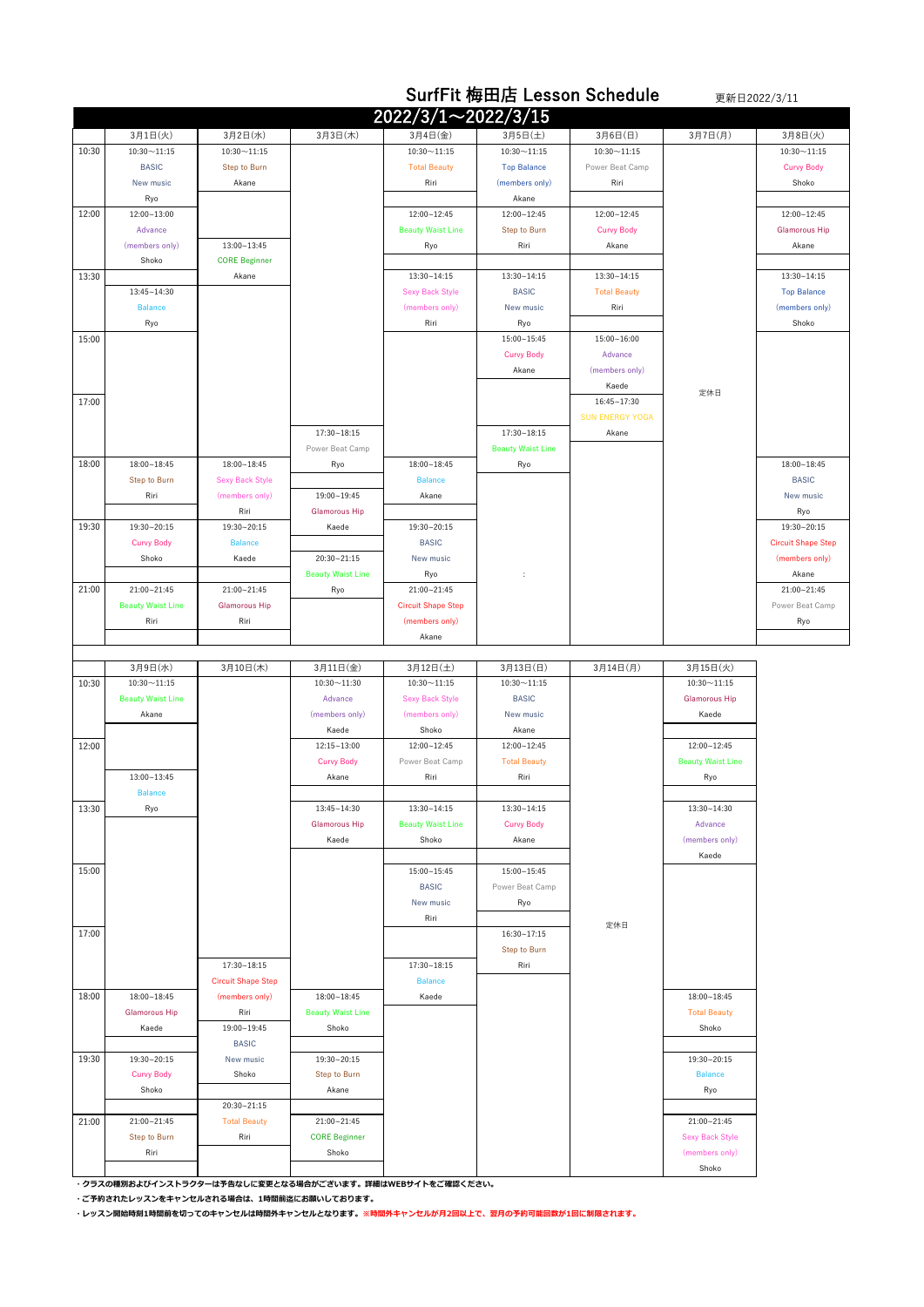# SurfFit 梅田店 Lesson Schedule

更新日2022/3/11

## 2022/3/1～2022/3/15

| | 3月1日(火) | 3月2日(水) | 3月3日(木) | 3月4日(金) | 3月5日(土) | 3月6日(日) | 3月7日(月) | 3月8日(火) |
|---|---|---|---|---|---|---|---|---|
| 10:30 | 10:30～11:15 BASIC New music Ryo | 10:30～11:15 Step to Burn Akane | | 10:30～11:15 Total Beauty Riri | 10:30～11:15 Top Balance (members only) Akane | 10:30～11:15 Power Beat Camp Riri | 定休日 | 10:30～11:15 Curvy Body Shoko |
| 12:00 | 12:00～13:00 Advance (members only) Shoko | 13:00～13:45 CORE Beginner Akane | | 12:00～12:45 Beauty Waist Line Ryo | 12:00～12:45 Step to Burn Riri | 12:00～12:45 Curvy Body Akane | | 12:00～12:45 Glamorous Hip Akane |
| 13:30 | 13:45～14:30 Balance Ryo | | | 13:30～14:15 Sexy Back Style (members only) Riri | 13:30～14:15 BASIC New music Ryo | 13:30～14:15 Total Beauty Riri | | 13:30～14:15 Top Balance (members only) Shoko |
| 15:00 | | | | | 15:00～15:45 Curvy Body Akane | 15:00～16:00 Advance (members only) Kaede | | |
| 17:00 | | | 17:30～18:15 Power Beat Camp Ryo | | 17:30～18:15 Beauty Waist Line Ryo | 16:45～17:30 SUN ENERGY YOGA Akane | | |
| 18:00 | 18:00～18:45 Step to Burn Riri | 18:00～18:45 Sexy Back Style (members only) Riri | 19:00～19:45 Glamorous Hip Kaede | 18:00～18:45 Balance Akane | | | | 18:00～18:45 BASIC New music Ryo |
| 19:30 | 19:30～20:15 Curvy Body Shoko | 19:30～20:15 Balance Kaede | 20:30～21:15 Beauty Waist Line Ryo | 19:30～20:15 BASIC New music Ryo | : | | | 19:30～20:15 Circuit Shape Step (members only) Akane |
| 21:00 | 21:00～21:45 Beauty Waist Line Riri | 21:00～21:45 Glamorous Hip Riri | | 21:00～21:45 Circuit Shape Step (members only) Akane | | | | 21:00～21:45 Power Beat Camp Ryo |

| | 3月9日(水) | 3月10日(木) | 3月11日(金) | 3月12日(土) | 3月13日(日) | 3月14日(月) | 3月15日(火) |
|---|---|---|---|---|---|---|---|
| 10:30 | 10:30～11:15 Beauty Waist Line Akane | | 10:30～11:30 Advance (members only) Kaede | 10:30～11:15 Sexy Back Style (members only) Shoko | 10:30～11:15 BASIC New music Akane | 定休日 | 10:30～11:15 Glamorous Hip Kaede |
| 12:00 | 13:00～13:45 Balance Ryo | | 12:15～13:00 Curvy Body Akane | 12:00～12:45 Power Beat Camp Riri | 12:00～12:45 Total Beauty Riri | | 12:00～12:45 Beauty Waist Line Ryo |
| 13:30 | | | 13:45～14:30 Glamorous Hip Kaede | 13:30～14:15 Beauty Waist Line Shoko | 13:30～14:15 Curvy Body Akane | | 13:30～14:30 Advance (members only) Kaede |
| 15:00 | | | | 15:00～15:45 BASIC New music Riri | 15:00～15:45 Power Beat Camp Ryo | | |
| 17:00 | | 17:30～18:15 Circuit Shape Step (members only) Riri | | 17:30～18:15 Balance Kaede | 16:30～17:15 Step to Burn Riri | | |
| 18:00 | 18:00～18:45 Glamorous Hip Kaede | 19:00～19:45 BASIC New music Shoko | 18:00～18:45 Beauty Waist Line Shoko | | | | 18:00～18:45 Total Beauty Shoko |
| 19:30 | 19:30～20:15 Curvy Body Shoko | 20:30～21:15 Total Beauty Riri | 19:30～20:15 Step to Burn Akane | | | | 19:30～20:15 Balance Ryo |
| 21:00 | 21:00～21:45 Step to Burn Riri | | 21:00～21:45 CORE Beginner Shoko | | | | 21:00～21:45 Sexy Back Style (members only) Shoko |

**・クラスの種別およびインストラクターは予告なしに変更となる場合がございます。詳細はWEBサイトをご確認ください。**

**・ご予約されたレッスンをキャンセルされる場合は、1時間前迄にお願いしております。**

**・レッスン開始時刻1時間前を切ってのキャンセルは時間外キャンセルとなります。※時間外キャンセルが月2回以上で、翌月の予約可能回数が1回に制限されます。**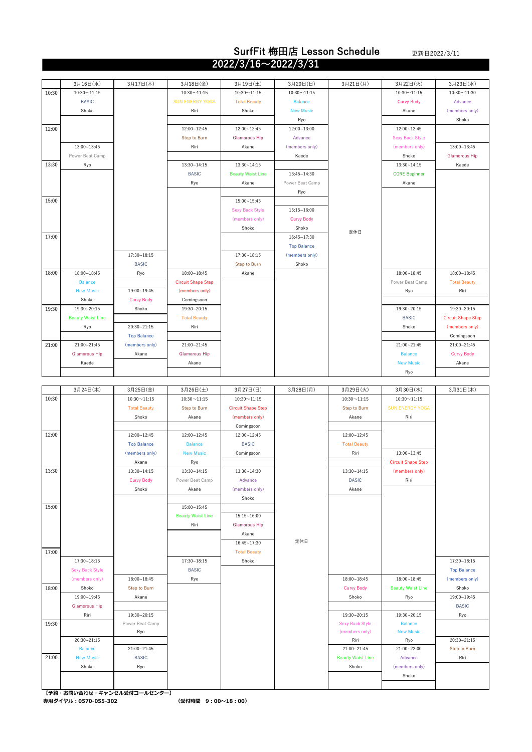# SurfFit 梅田店 Lesson Schedule

更新日2022/3/11

## 2022/3/16〜2022/3/31

| | 3月16日(水) | 3月17日(木) | 3月18日(金) | 3月19日(土) | 3月20日(日) | 3月21日(月) | 3月22日(火) | 3月23日(水) |
|---|---|---|---|---|---|---|---|---|
| 10:30 | 10:30〜11:15 BASIC Shoko | | 10:30〜11:15 SUN ENERGY YOGA Riri | 10:30〜11:15 Total Beauty Shoko | 10:30〜11:15 Balance New Music Ryo | 定休日 | 10:30〜11:15 Curvy Body Akane | 10:30〜11:30 Advance (members only) Shoko |
| 12:00 | 13:00〜13:45 Power Beat Camp Ryo | | 12:00〜12:45 Step to Burn Riri | 12:00〜12:45 Glamorous Hip Akane | 12:00〜13:00 Advance (members only) Kaede | | 12:00〜12:45 Sexy Back Style (members only) Shoko | 13:00〜13:45 Glamorous Hip Kaede |
| 13:30 | | | 13:30〜14:15 BASIC Ryo | 13:30〜14:15 Beauty Waist Line Akane | 13:45〜14:30 Power Beat Camp Ryo | | 13:30〜14:15 CORE Beginner Akane | |
| 15:00 | | | | 15:00〜15:45 Sexy Back Style (members only) Shoko | 15:15〜16:00 Curvy Body Shoko | | | |
| 17:00 | | 17:30〜18:15 BASIC Ryo | | 17:30〜18:15 Step to Burn Akane | 16:45〜17:30 Top Balance (members only) Shoko | | | |
| 18:00 | 18:00〜18:45 Balance New Music Shoko | 19:00〜19:45 Curvy Body Shoko | 18:00〜18:45 Circuit Shape Step (members only) Comingsoon | | | | 18:00〜18:45 Power Beat Camp Ryo | 18:00〜18:45 Total Beauty Riri |
| 19:30 | 19:30〜20:15 Beauty Waist Line Ryo | 20:30〜21:15 Top Balance (members only) Akane | 19:30〜20:15 Total Beauty Riri | | | | 19:30〜20:15 BASIC Shoko | 19:30〜20:15 Circuit Shape Step (members only) Comingsoon |
| 21:00 | 21:00〜21:45 Glamorous Hip Kaede | | 21:00〜21:45 Glamorous Hip Akane | | | | 21:00〜21:45 Balance New Music Ryo | 21:00〜21:45 Curvy Body Akane |

| | 3月24日(木) | 3月25日(金) | 3月26日(土) | 3月27日(日) | 3月28日(月) | 3月29日(火) | 3月30日(水) | 3月31日(木) |
|---|---|---|---|---|---|---|---|---|
| 10:30 | | 10:30〜11:15 Total Beauty Shoko | 10:30〜11:15 Step to Burn Akane | 10:30〜11:15 Circuit Shape Step (members only) Comingsoon | 定休日 | 10:30〜11:15 Step to Burn Akane | 10:30〜11:15 SUN ENERGY YOGA Riri | |
| 12:00 | | 12:00〜12:45 Top Balance (members only) Akane | 12:00〜12:45 Balance New Music Ryo | 12:00〜12:45 BASIC Comingsoon | | 12:00〜12:45 Total Beauty Riri | 13:00〜13:45 Circuit Shape Step (members only) Riri | |
| 13:30 | | 13:30〜14:15 Curvy Body Shoko | 13:30〜14:15 Power Beat Camp Akane | 13:30〜14:30 Advance (members only) Shoko | | 13:30〜14:15 BASIC Akane | | |
| 15:00 | | | 15:00〜15:45 Beauty Waist Line Riri | 15:15〜16:00 Glamorous Hip Akane | | | | |
| 17:00 | 17:30〜18:15 Sexy Back Style (members only) Shoko | 18:00〜18:45 Step to Burn Akane | 17:30〜18:15 BASIC Ryo | 16:45〜17:30 Total Beauty Shoko | | 18:00〜18:45 Curvy Body Shoko | 18:00〜18:45 Beauty Waist Line Ryo | 17:30〜18:15 Top Balance (members only) Shoko |
| 18:00 | 19:00〜19:45 Glamorous Hip Riri | 19:30〜20:15 Power Beat Camp Ryo | | | | | | 19:00〜19:45 BASIC Ryo |
| 19:30 | 20:30〜21:15 Balance New Music Shoko | | | | | 19:30〜20:15 Sexy Back Style (members only) Riri | 19:30〜20:15 Balance New Music Ryo | 20:30〜21:15 Step to Burn Riri |
| 21:00 | | 21:00〜21:45 BASIC Ryo | | | | 21:00〜21:45 Beauty Waist Line Shoko | 21:00〜22:00 Advance (members only) Shoko | |

**【予約・お問い合わせ・キャンセル受付コールセンター】**

**専用ダイヤル：0570-055-302**　　　　**（受付時間　9：00〜18：00）**